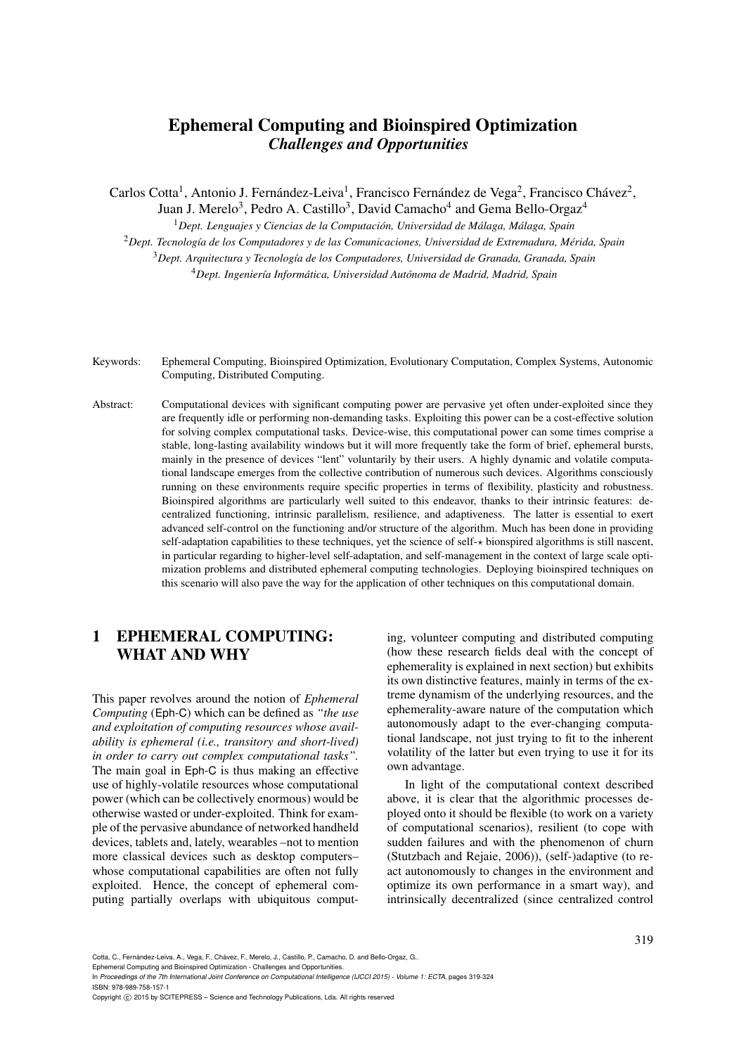# Ephemeral Computing and Bioinspired Optimization
## *Challenges and Opportunities*

Carlos Cotta[1], Antonio J. Fernández-Leiva[1], Francisco Fernández de Vega[2], Francisco Chávez[2], Juan J. Merelo[3], Pedro A. Castillo[3], David Camacho[4] and Gema Bello-Orgaz[4]

[1] *Dept. Lenguajes y Ciencias de la Computación, Universidad de Málaga, Málaga, Spain*
[2] *Dept. Tecnología de los Computadores y de las Comunicaciones, Universidad de Extremadura, Mérida, Spain*
[3] *Dept. Arquitectura y Tecnología de los Computadores, Universidad de Granada, Granada, Spain*
[4] *Dept. Ingeniería Informática, Universidad Autónoma de Madrid, Madrid, Spain*

Keywords: Ephemeral Computing, Bioinspired Optimization, Evolutionary Computation, Complex Systems, Autonomic Computing, Distributed Computing.

Abstract: Computational devices with significant computing power are pervasive yet often under-exploited since they are frequently idle or performing non-demanding tasks. Exploiting this power can be a cost-effective solution for solving complex computational tasks. Device-wise, this computational power can some times comprise a stable, long-lasting availability windows but it will more frequently take the form of brief, ephemeral bursts, mainly in the presence of devices "lent" voluntarily by their users. A highly dynamic and volatile computational landscape emerges from the collective contribution of numerous such devices. Algorithms consciously running on these environments require specific properties in terms of flexibility, plasticity and robustness. Bioinspired algorithms are particularly well suited to this endeavor, thanks to their intrinsic features: decentralized functioning, intrinsic parallelism, resilience, and adaptiveness. The latter is essential to exert advanced self-control on the functioning and/or structure of the algorithm. Much has been done in providing self-adaptation capabilities to these techniques, yet the science of self-⋆ bionspired algorithms is still nascent, in particular regarding to higher-level self-adaptation, and self-management in the context of large scale optimization problems and distributed ephemeral computing technologies. Deploying bioinspired techniques on this scenario will also pave the way for the application of other techniques on this computational domain.

## 1 EPHEMERAL COMPUTING: WHAT AND WHY

This paper revolves around the notion of *Ephemeral Computing* (Eph-C) which can be defined as *"the use and exploitation of computing resources whose availability is ephemeral (i.e., transitory and short-lived) in order to carry out complex computational tasks"*. The main goal in Eph-C is thus making an effective use of highly-volatile resources whose computational power (which can be collectively enormous) would be otherwise wasted or under-exploited. Think for example of the pervasive abundance of networked handheld devices, tablets and, lately, wearables –not to mention more classical devices such as desktop computers– whose computational capabilities are often not fully exploited. Hence, the concept of ephemeral computing partially overlaps with ubiquitous computing, volunteer computing and distributed computing (how these research fields deal with the concept of ephemerality is explained in next section) but exhibits its own distinctive features, mainly in terms of the extreme dynamism of the underlying resources, and the ephemerality-aware nature of the computation which autonomously adapt to the ever-changing computational landscape, not just trying to fit to the inherent volatility of the latter but even trying to use it for its own advantage.

In light of the computational context described above, it is clear that the algorithmic processes deployed onto it should be flexible (to work on a variety of computational scenarios), resilient (to cope with sudden failures and with the phenomenon of churn (Stutzbach and Rejaie, 2006)), (self-)adaptive (to react autonomously to changes in the environment and optimize its own performance in a smart way), and intrinsically decentralized (since centralized control

Cotta, C., Fernández-Leiva, A., Vega, F., Chávez, F., Merelo, J., Castillo, P., Camacho, D. and Bello-Orgaz, G..
Ephemeral Computing and Bioinspired Optimization - Challenges and Opportunities.
In *Proceedings of the 7th International Joint Conference on Computational Intelligence (IJCCI 2015) - Volume 1: ECTA*, pages 319-324
ISBN: 978-989-758-157-1
Copyright © 2015 by SCITEPRESS – Science and Technology Publications, Lda. All rights reserved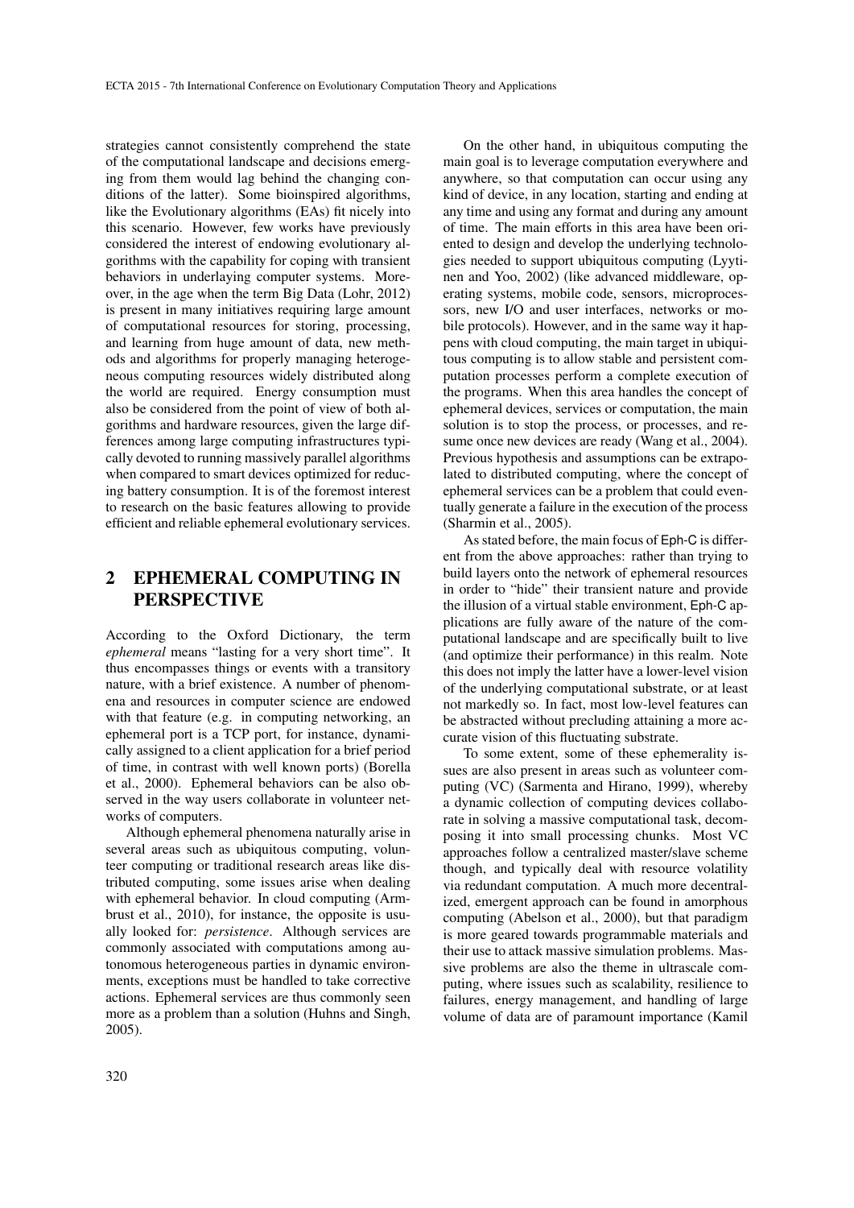strategies cannot consistently comprehend the state of the computational landscape and decisions emerging from them would lag behind the changing conditions of the latter). Some bioinspired algorithms, like the Evolutionary algorithms (EAs) fit nicely into this scenario. However, few works have previously considered the interest of endowing evolutionary algorithms with the capability for coping with transient behaviors in underlaying computer systems. Moreover, in the age when the term Big Data (Lohr, 2012) is present in many initiatives requiring large amount of computational resources for storing, processing, and learning from huge amount of data, new methods and algorithms for properly managing heterogeneous computing resources widely distributed along the world are required. Energy consumption must also be considered from the point of view of both algorithms and hardware resources, given the large differences among large computing infrastructures typically devoted to running massively parallel algorithms when compared to smart devices optimized for reducing battery consumption. It is of the foremost interest to research on the basic features allowing to provide efficient and reliable ephemeral evolutionary services.

## 2 EPHEMERAL COMPUTING IN PERSPECTIVE

According to the Oxford Dictionary, the term *ephemeral* means "lasting for a very short time". It thus encompasses things or events with a transitory nature, with a brief existence. A number of phenomena and resources in computer science are endowed with that feature (e.g. in computing networking, an ephemeral port is a TCP port, for instance, dynamically assigned to a client application for a brief period of time, in contrast with well known ports) (Borella et al., 2000). Ephemeral behaviors can be also observed in the way users collaborate in volunteer networks of computers.

Although ephemeral phenomena naturally arise in several areas such as ubiquitous computing, volunteer computing or traditional research areas like distributed computing, some issues arise when dealing with ephemeral behavior. In cloud computing (Armbrust et al., 2010), for instance, the opposite is usually looked for: *persistence*. Although services are commonly associated with computations among autonomous heterogeneous parties in dynamic environments, exceptions must be handled to take corrective actions. Ephemeral services are thus commonly seen more as a problem than a solution (Huhns and Singh, 2005).

On the other hand, in ubiquitous computing the main goal is to leverage computation everywhere and anywhere, so that computation can occur using any kind of device, in any location, starting and ending at any time and using any format and during any amount of time. The main efforts in this area have been oriented to design and develop the underlying technologies needed to support ubiquitous computing (Lyytinen and Yoo, 2002) (like advanced middleware, operating systems, mobile code, sensors, microprocessors, new I/O and user interfaces, networks or mobile protocols). However, and in the same way it happens with cloud computing, the main target in ubiquitous computing is to allow stable and persistent computation processes perform a complete execution of the programs. When this area handles the concept of ephemeral devices, services or computation, the main solution is to stop the process, or processes, and resume once new devices are ready (Wang et al., 2004). Previous hypothesis and assumptions can be extrapolated to distributed computing, where the concept of ephemeral services can be a problem that could eventually generate a failure in the execution of the process (Sharmin et al., 2005).

As stated before, the main focus of Eph-C is different from the above approaches: rather than trying to build layers onto the network of ephemeral resources in order to "hide" their transient nature and provide the illusion of a virtual stable environment, Eph-C applications are fully aware of the nature of the computational landscape and are specifically built to live (and optimize their performance) in this realm. Note this does not imply the latter have a lower-level vision of the underlying computational substrate, or at least not markedly so. In fact, most low-level features can be abstracted without precluding attaining a more accurate vision of this fluctuating substrate.

To some extent, some of these ephemerality issues are also present in areas such as volunteer computing (VC) (Sarmenta and Hirano, 1999), whereby a dynamic collection of computing devices collaborate in solving a massive computational task, decomposing it into small processing chunks. Most VC approaches follow a centralized master/slave scheme though, and typically deal with resource volatility via redundant computation. A much more decentralized, emergent approach can be found in amorphous computing (Abelson et al., 2000), but that paradigm is more geared towards programmable materials and their use to attack massive simulation problems. Massive problems are also the theme in ultrascale computing, where issues such as scalability, resilience to failures, energy management, and handling of large volume of data are of paramount importance (Kamil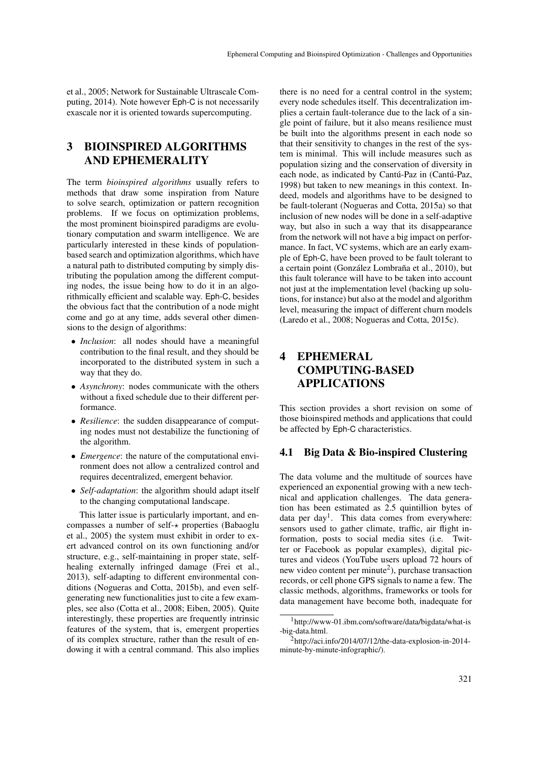et al., 2005; Network for Sustainable Ultrascale Computing, 2014). Note however Eph-C is not necessarily exascale nor it is oriented towards supercomputing.

## 3 BIOINSPIRED ALGORITHMS AND EPHEMERALITY

The term *bioinspired algorithms* usually refers to methods that draw some inspiration from Nature to solve search, optimization or pattern recognition problems. If we focus on optimization problems, the most prominent bioinspired paradigms are evolutionary computation and swarm intelligence. We are particularly interested in these kinds of population-based search and optimization algorithms, which have a natural path to distributed computing by simply distributing the population among the different computing nodes, the issue being how to do it in an algorithmically efficient and scalable way. Eph-C, besides the obvious fact that the contribution of a node might come and go at any time, adds several other dimensions to the design of algorithms:

- *Inclusion*: all nodes should have a meaningful contribution to the final result, and they should be incorporated to the distributed system in such a way that they do.
- *Asynchrony*: nodes communicate with the others without a fixed schedule due to their different performance.
- *Resilience*: the sudden disappearance of computing nodes must not destabilize the functioning of the algorithm.
- *Emergence*: the nature of the computational environment does not allow a centralized control and requires decentralized, emergent behavior.
- *Self-adaptation*: the algorithm should adapt itself to the changing computational landscape.

This latter issue is particularly important, and encompasses a number of self-$\star$ properties (Babaoglu et al., 2005) the system must exhibit in order to exert advanced control on its own functioning and/or structure, e.g., self-maintaining in proper state, self-healing externally infringed damage (Frei et al., 2013), self-adapting to different environmental conditions (Nogueras and Cotta, 2015b), and even self-generating new functionalities just to cite a few examples, see also (Cotta et al., 2008; Eiben, 2005). Quite interestingly, these properties are frequently intrinsic features of the system, that is, emergent properties of its complex structure, rather than the result of endowing it with a central command. This also implies there is no need for a central control in the system; every node schedules itself. This decentralization implies a certain fault-tolerance due to the lack of a single point of failure, but it also means resilience must be built into the algorithms present in each node so that their sensitivity to changes in the rest of the system is minimal. This will include measures such as population sizing and the conservation of diversity in each node, as indicated by Cantú-Paz in (Cantú-Paz, 1998) but taken to new meanings in this context. Indeed, models and algorithms have to be designed to be fault-tolerant (Nogueras and Cotta, 2015a) so that inclusion of new nodes will be done in a self-adaptive way, but also in such a way that its disappearance from the network will not have a big impact on performance. In fact, VC systems, which are an early example of Eph-C, have been proved to be fault tolerant to a certain point (González Lombraña et al., 2010), but this fault tolerance will have to be taken into account not just at the implementation level (backing up solutions, for instance) but also at the model and algorithm level, measuring the impact of different churn models (Laredo et al., 2008; Nogueras and Cotta, 2015c).

## 4 EPHEMERAL COMPUTING-BASED APPLICATIONS

This section provides a short revision on some of those bioinspired methods and applications that could be affected by Eph-C characteristics.

### 4.1 Big Data & Bio-inspired Clustering

The data volume and the multitude of sources have experienced an exponential growing with a new technical and application challenges. The data generation has been estimated as 2.5 quintillion bytes of data per day[1]. This data comes from everywhere: sensors used to gather climate, traffic, air flight information, posts to social media sites (i.e. Twitter or Facebook as popular examples), digital pictures and videos (YouTube users upload 72 hours of new video content per minute[2]), purchase transaction records, or cell phone GPS signals to name a few. The classic methods, algorithms, frameworks or tools for data management have become both, inadequate for

[1] http://www-01.ibm.com/software/data/bigdata/what-is-big-data.html.

[2] http://aci.info/2014/07/12/the-data-explosion-in-2014-minute-by-minute-infographic/).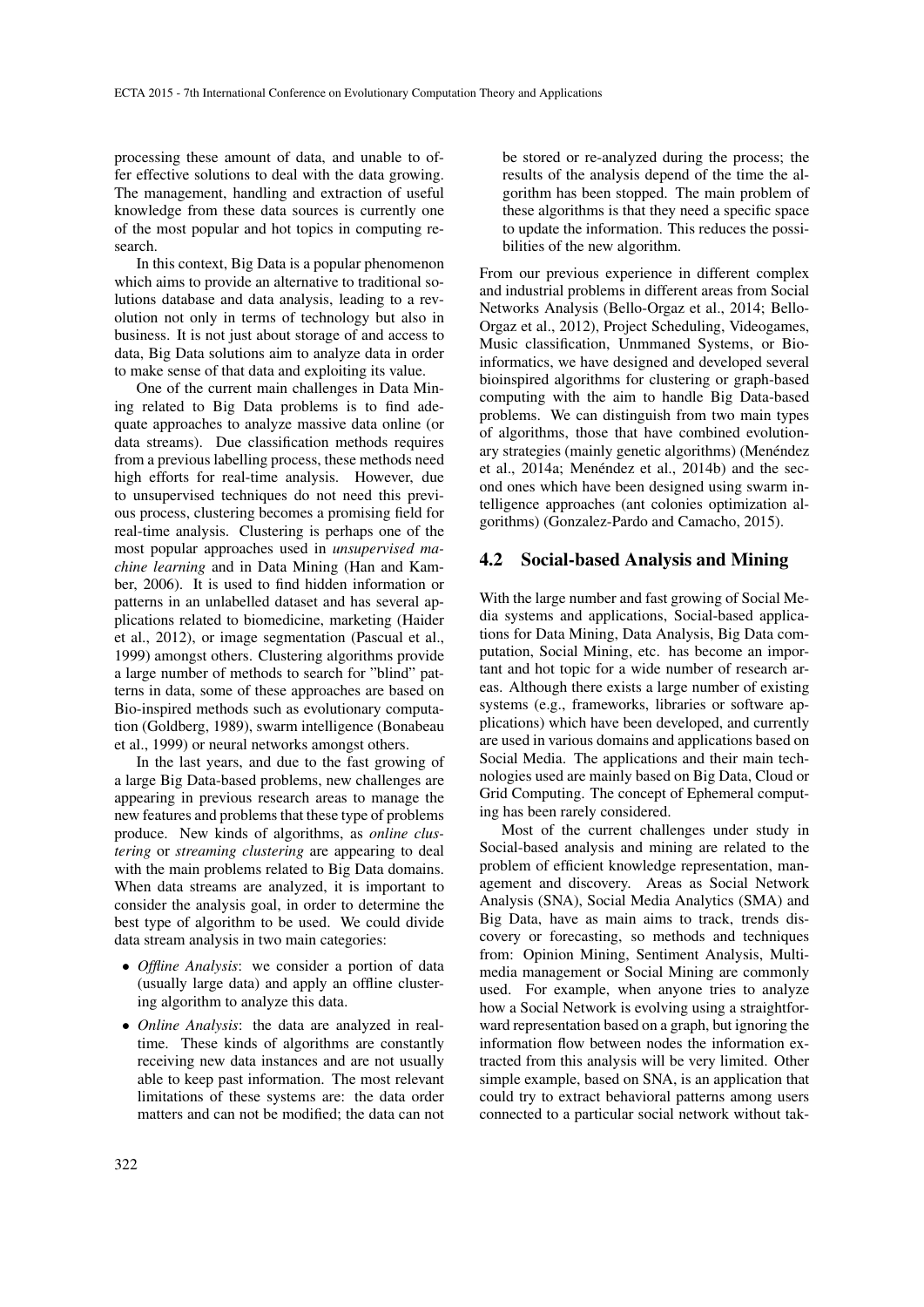processing these amount of data, and unable to offer effective solutions to deal with the data growing. The management, handling and extraction of useful knowledge from these data sources is currently one of the most popular and hot topics in computing research.

In this context, Big Data is a popular phenomenon which aims to provide an alternative to traditional solutions database and data analysis, leading to a revolution not only in terms of technology but also in business. It is not just about storage of and access to data, Big Data solutions aim to analyze data in order to make sense of that data and exploiting its value.

One of the current main challenges in Data Mining related to Big Data problems is to find adequate approaches to analyze massive data online (or data streams). Due classification methods requires from a previous labelling process, these methods need high efforts for real-time analysis. However, due to unsupervised techniques do not need this previous process, clustering becomes a promising field for real-time analysis. Clustering is perhaps one of the most popular approaches used in *unsupervised machine learning* and in Data Mining (Han and Kamber, 2006). It is used to find hidden information or patterns in an unlabelled dataset and has several applications related to biomedicine, marketing (Haider et al., 2012), or image segmentation (Pascual et al., 1999) amongst others. Clustering algorithms provide a large number of methods to search for "blind" patterns in data, some of these approaches are based on Bio-inspired methods such as evolutionary computation (Goldberg, 1989), swarm intelligence (Bonabeau et al., 1999) or neural networks amongst others.

In the last years, and due to the fast growing of a large Big Data-based problems, new challenges are appearing in previous research areas to manage the new features and problems that these type of problems produce. New kinds of algorithms, as *online clustering* or *streaming clustering* are appearing to deal with the main problems related to Big Data domains. When data streams are analyzed, it is important to consider the analysis goal, in order to determine the best type of algorithm to be used. We could divide data stream analysis in two main categories:

- *Offline Analysis*: we consider a portion of data (usually large data) and apply an offline clustering algorithm to analyze this data.
- *Online Analysis*: the data are analyzed in real-time. These kinds of algorithms are constantly receiving new data instances and are not usually able to keep past information. The most relevant limitations of these systems are: the data order matters and can not be modified; the data can not be stored or re-analyzed during the process; the results of the analysis depend of the time the algorithm has been stopped. The main problem of these algorithms is that they need a specific space to update the information. This reduces the possibilities of the new algorithm.

From our previous experience in different complex and industrial problems in different areas from Social Networks Analysis (Bello-Orgaz et al., 2014; Bello-Orgaz et al., 2012), Project Scheduling, Videogames, Music classification, Unmmaned Systems, or Bioinformatics, we have designed and developed several bioinspired algorithms for clustering or graph-based computing with the aim to handle Big Data-based problems. We can distinguish from two main types of algorithms, those that have combined evolutionary strategies (mainly genetic algorithms) (Menéndez et al., 2014a; Menéndez et al., 2014b) and the second ones which have been designed using swarm intelligence approaches (ant colonies optimization algorithms) (Gonzalez-Pardo and Camacho, 2015).

## 4.2 Social-based Analysis and Mining

With the large number and fast growing of Social Media systems and applications, Social-based applications for Data Mining, Data Analysis, Big Data computation, Social Mining, etc. has become an important and hot topic for a wide number of research areas. Although there exists a large number of existing systems (e.g., frameworks, libraries or software applications) which have been developed, and currently are used in various domains and applications based on Social Media. The applications and their main technologies used are mainly based on Big Data, Cloud or Grid Computing. The concept of Ephemeral computing has been rarely considered.

Most of the current challenges under study in Social-based analysis and mining are related to the problem of efficient knowledge representation, management and discovery. Areas as Social Network Analysis (SNA), Social Media Analytics (SMA) and Big Data, have as main aims to track, trends discovery or forecasting, so methods and techniques from: Opinion Mining, Sentiment Analysis, Multimedia management or Social Mining are commonly used. For example, when anyone tries to analyze how a Social Network is evolving using a straightforward representation based on a graph, but ignoring the information flow between nodes the information extracted from this analysis will be very limited. Other simple example, based on SNA, is an application that could try to extract behavioral patterns among users connected to a particular social network without tak-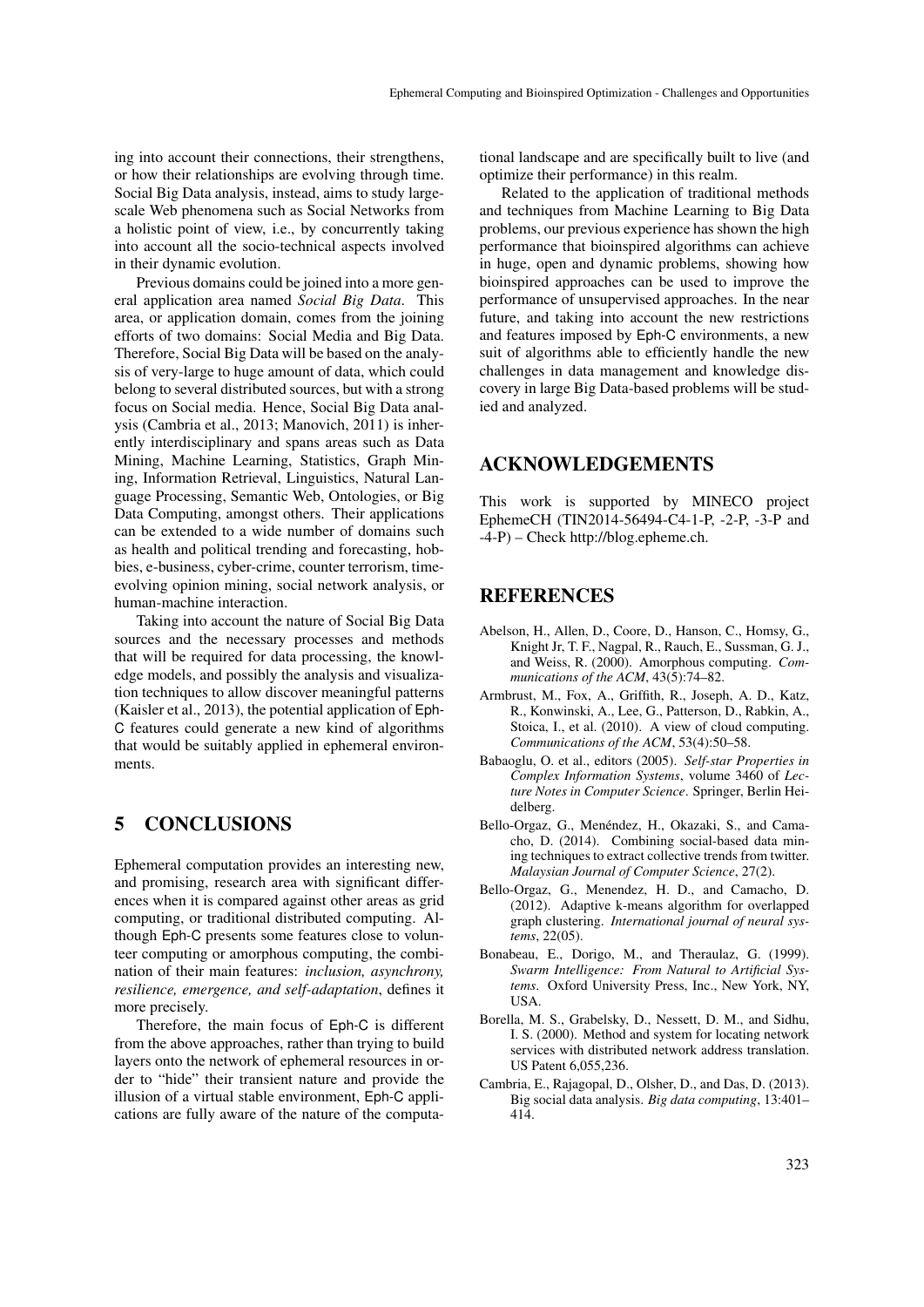ing into account their connections, their strengthens, or how their relationships are evolving through time. Social Big Data analysis, instead, aims to study large-scale Web phenomena such as Social Networks from a holistic point of view, i.e., by concurrently taking into account all the socio-technical aspects involved in their dynamic evolution.

Previous domains could be joined into a more general application area named *Social Big Data*. This area, or application domain, comes from the joining efforts of two domains: Social Media and Big Data. Therefore, Social Big Data will be based on the analysis of very-large to huge amount of data, which could belong to several distributed sources, but with a strong focus on Social media. Hence, Social Big Data analysis (Cambria et al., 2013; Manovich, 2011) is inherently interdisciplinary and spans areas such as Data Mining, Machine Learning, Statistics, Graph Mining, Information Retrieval, Linguistics, Natural Language Processing, Semantic Web, Ontologies, or Big Data Computing, amongst others. Their applications can be extended to a wide number of domains such as health and political trending and forecasting, hobbies, e-business, cyber-crime, counter terrorism, time-evolving opinion mining, social network analysis, or human-machine interaction.

Taking into account the nature of Social Big Data sources and the necessary processes and methods that will be required for data processing, the knowledge models, and possibly the analysis and visualization techniques to allow discover meaningful patterns (Kaisler et al., 2013), the potential application of Eph-C features could generate a new kind of algorithms that would be suitably applied in ephemeral environments.

## 5 CONCLUSIONS

Ephemeral computation provides an interesting new, and promising, research area with significant differences when it is compared against other areas as grid computing, or traditional distributed computing. Although Eph-C presents some features close to volunteer computing or amorphous computing, the combination of their main features: *inclusion, asynchrony, resilience, emergence, and self-adaptation*, defines it more precisely.

Therefore, the main focus of Eph-C is different from the above approaches, rather than trying to build layers onto the network of ephemeral resources in order to "hide" their transient nature and provide the illusion of a virtual stable environment, Eph-C applications are fully aware of the nature of the computational landscape and are specifically built to live (and optimize their performance) in this realm.

Related to the application of traditional methods and techniques from Machine Learning to Big Data problems, our previous experience has shown the high performance that bioinspired algorithms can achieve in huge, open and dynamic problems, showing how bioinspired approaches can be used to improve the performance of unsupervised approaches. In the near future, and taking into account the new restrictions and features imposed by Eph-C environments, a new suit of algorithms able to efficiently handle the new challenges in data management and knowledge discovery in large Big Data-based problems will be studied and analyzed.

## ACKNOWLEDGEMENTS

This work is supported by MINECO project EphemeCH (TIN2014-56494-C4-1-P, -2-P, -3-P and -4-P) – Check http://blog.epheme.ch.

## REFERENCES

Abelson, H., Allen, D., Coore, D., Hanson, C., Homsy, G., Knight Jr, T. F., Nagpal, R., Rauch, E., Sussman, G. J., and Weiss, R. (2000). Amorphous computing. *Communications of the ACM*, 43(5):74–82.

Armbrust, M., Fox, A., Griffith, R., Joseph, A. D., Katz, R., Konwinski, A., Lee, G., Patterson, D., Rabkin, A., Stoica, I., et al. (2010). A view of cloud computing. *Communications of the ACM*, 53(4):50–58.

Babaoglu, O. et al., editors (2005). *Self-star Properties in Complex Information Systems*, volume 3460 of *Lecture Notes in Computer Science*. Springer, Berlin Heidelberg.

Bello-Orgaz, G., Menéndez, H., Okazaki, S., and Camacho, D. (2014). Combining social-based data mining techniques to extract collective trends from twitter. *Malaysian Journal of Computer Science*, 27(2).

Bello-Orgaz, G., Menendez, H. D., and Camacho, D. (2012). Adaptive k-means algorithm for overlapped graph clustering. *International journal of neural systems*, 22(05).

Bonabeau, E., Dorigo, M., and Theraulaz, G. (1999). *Swarm Intelligence: From Natural to Artificial Systems*. Oxford University Press, Inc., New York, NY, USA.

Borella, M. S., Grabelsky, D., Nessett, D. M., and Sidhu, I. S. (2000). Method and system for locating network services with distributed network address translation. US Patent 6,055,236.

Cambria, E., Rajagopal, D., Olsher, D., and Das, D. (2013). Big social data analysis. *Big data computing*, 13:401–414.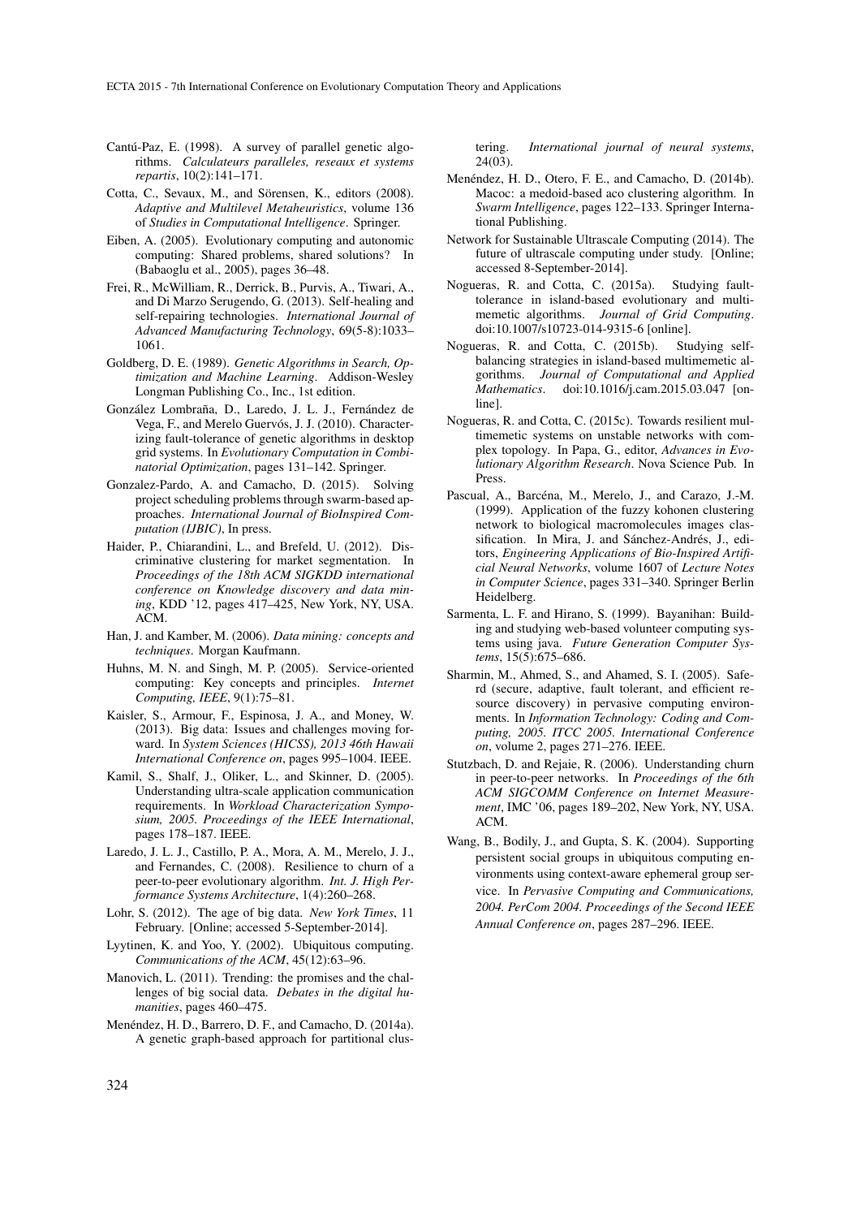Cantú-Paz, E. (1998). A survey of parallel genetic algorithms. *Calculateurs paralleles, reseaux et systems repartis*, 10(2):141–171.

Cotta, C., Sevaux, M., and Sörensen, K., editors (2008). *Adaptive and Multilevel Metaheuristics*, volume 136 of *Studies in Computational Intelligence*. Springer.

Eiben, A. (2005). Evolutionary computing and autonomic computing: Shared problems, shared solutions? In (Babaoglu et al., 2005), pages 36–48.

Frei, R., McWilliam, R., Derrick, B., Purvis, A., Tiwari, A., and Di Marzo Serugendo, G. (2013). Self-healing and self-repairing technologies. *International Journal of Advanced Manufacturing Technology*, 69(5-8):1033–1061.

Goldberg, D. E. (1989). *Genetic Algorithms in Search, Optimization and Machine Learning*. Addison-Wesley Longman Publishing Co., Inc., 1st edition.

González Lombraña, D., Laredo, J. L. J., Fernández de Vega, F., and Merelo Guervós, J. J. (2010). Characterizing fault-tolerance of genetic algorithms in desktop grid systems. In *Evolutionary Computation in Combinatorial Optimization*, pages 131–142. Springer.

Gonzalez-Pardo, A. and Camacho, D. (2015). Solving project scheduling problems through swarm-based approaches. *International Journal of BioInspired Computation (IJBIC)*, In press.

Haider, P., Chiarandini, L., and Brefeld, U. (2012). Discriminative clustering for market segmentation. In *Proceedings of the 18th ACM SIGKDD international conference on Knowledge discovery and data mining*, KDD '12, pages 417–425, New York, NY, USA. ACM.

Han, J. and Kamber, M. (2006). *Data mining: concepts and techniques*. Morgan Kaufmann.

Huhns, M. N. and Singh, M. P. (2005). Service-oriented computing: Key concepts and principles. *Internet Computing, IEEE*, 9(1):75–81.

Kaisler, S., Armour, F., Espinosa, J. A., and Money, W. (2013). Big data: Issues and challenges moving forward. In *System Sciences (HICSS), 2013 46th Hawaii International Conference on*, pages 995–1004. IEEE.

Kamil, S., Shalf, J., Oliker, L., and Skinner, D. (2005). Understanding ultra-scale application communication requirements. In *Workload Characterization Symposium, 2005. Proceedings of the IEEE International*, pages 178–187. IEEE.

Laredo, J. L. J., Castillo, P. A., Mora, A. M., Merelo, J. J., and Fernandes, C. (2008). Resilience to churn of a peer-to-peer evolutionary algorithm. *Int. J. High Performance Systems Architecture*, 1(4):260–268.

Lohr, S. (2012). The age of big data. *New York Times*, 11 February. [Online; accessed 5-September-2014].

Lyytinen, K. and Yoo, Y. (2002). Ubiquitous computing. *Communications of the ACM*, 45(12):63–96.

Manovich, L. (2011). Trending: the promises and the challenges of big social data. *Debates in the digital humanities*, pages 460–475.

Menéndez, H. D., Barrero, D. F., and Camacho, D. (2014a). A genetic graph-based approach for partitional clustering. *International journal of neural systems*, 24(03).

Menéndez, H. D., Otero, F. E., and Camacho, D. (2014b). Macoc: a medoid-based aco clustering algorithm. In *Swarm Intelligence*, pages 122–133. Springer International Publishing.

Network for Sustainable Ultrascale Computing (2014). The future of ultrascale computing under study. [Online; accessed 8-September-2014].

Nogueras, R. and Cotta, C. (2015a). Studying fault-tolerance in island-based evolutionary and multimemetic algorithms. *Journal of Grid Computing*. doi:10.1007/s10723-014-9315-6 [online].

Nogueras, R. and Cotta, C. (2015b). Studying self-balancing strategies in island-based multimemetic algorithms. *Journal of Computational and Applied Mathematics*. doi:10.1016/j.cam.2015.03.047 [online].

Nogueras, R. and Cotta, C. (2015c). Towards resilient multimemetic systems on unstable networks with complex topology. In Papa, G., editor, *Advances in Evolutionary Algorithm Research*. Nova Science Pub. In Press.

Pascual, A., Barcéna, M., Merelo, J., and Carazo, J.-M. (1999). Application of the fuzzy kohonen clustering network to biological macromolecules images classification. In Mira, J. and Sánchez-Andrés, J., editors, *Engineering Applications of Bio-Inspired Artificial Neural Networks*, volume 1607 of *Lecture Notes in Computer Science*, pages 331–340. Springer Berlin Heidelberg.

Sarmenta, L. F. and Hirano, S. (1999). Bayanihan: Building and studying web-based volunteer computing systems using java. *Future Generation Computer Systems*, 15(5):675–686.

Sharmin, M., Ahmed, S., and Ahamed, S. I. (2005). Safe-rd (secure, adaptive, fault tolerant, and efficient resource discovery) in pervasive computing environments. In *Information Technology: Coding and Computing, 2005. ITCC 2005. International Conference on*, volume 2, pages 271–276. IEEE.

Stutzbach, D. and Rejaie, R. (2006). Understanding churn in peer-to-peer networks. In *Proceedings of the 6th ACM SIGCOMM Conference on Internet Measurement*, IMC '06, pages 189–202, New York, NY, USA. ACM.

Wang, B., Bodily, J., and Gupta, S. K. (2004). Supporting persistent social groups in ubiquitous computing environments using context-aware ephemeral group service. In *Pervasive Computing and Communications, 2004. PerCom 2004. Proceedings of the Second IEEE Annual Conference on*, pages 287–296. IEEE.